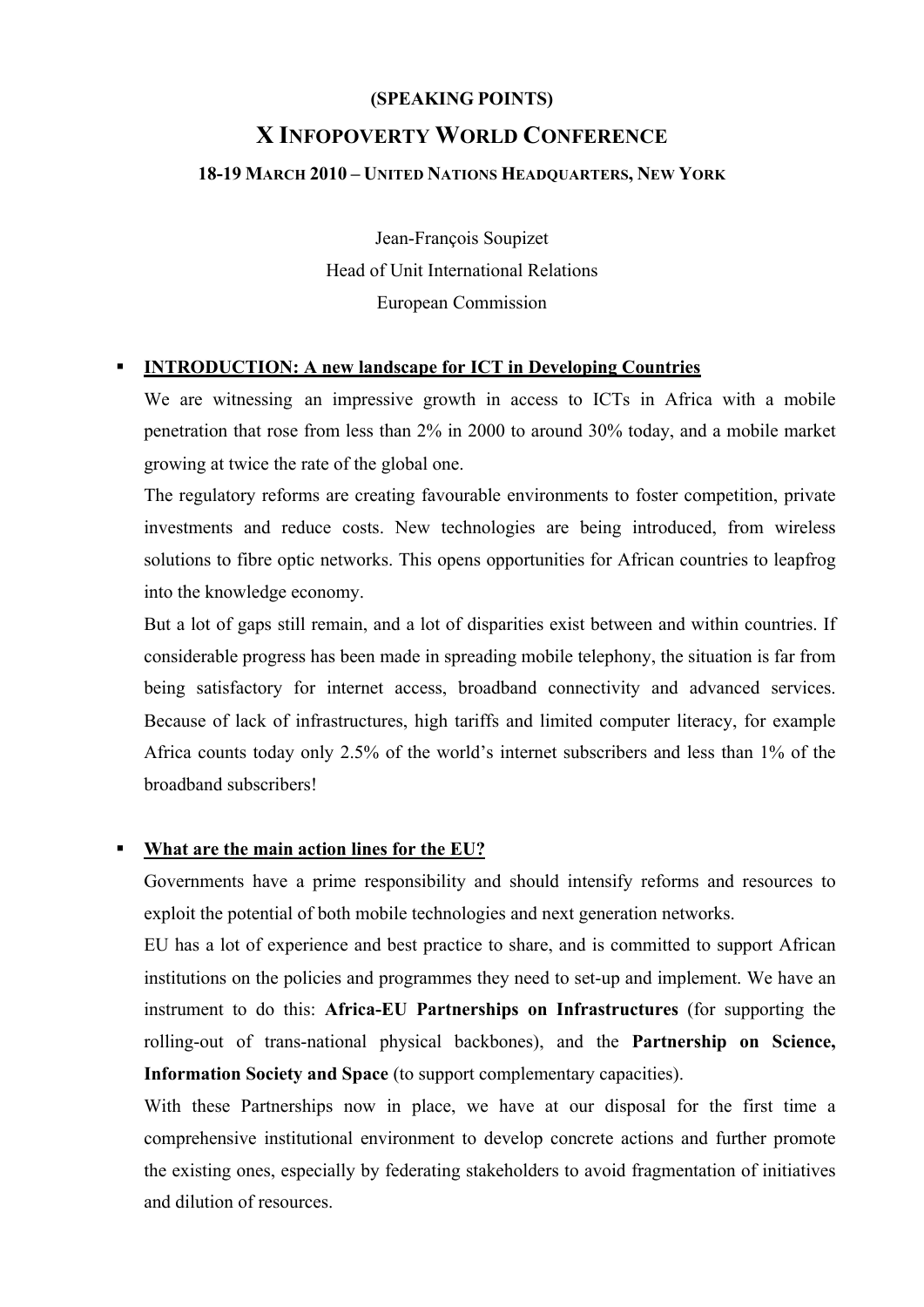**(SPEAKING POINTS)**

# X INFOPOVERTY WORLD CONFERENCE

**18-19 MARCH 2010 – UNITED NATIONS HEADQUARTERS, NEW YORK**

Jean-François Soupizet
Head of Unit International Relations
European Commission

- **INTRODUCTION: A new landscape for ICT in Developing Countries**

  We are witnessing an impressive growth in access to ICTs in Africa with a mobile penetration that rose from less than 2% in 2000 to around 30% today, and a mobile market growing at twice the rate of the global one.

  The regulatory reforms are creating favourable environments to foster competition, private investments and reduce costs. New technologies are being introduced, from wireless solutions to fibre optic networks. This opens opportunities for African countries to leapfrog into the knowledge economy.

  But a lot of gaps still remain, and a lot of disparities exist between and within countries. If considerable progress has been made in spreading mobile telephony, the situation is far from being satisfactory for internet access, broadband connectivity and advanced services. Because of lack of infrastructures, high tariffs and limited computer literacy, for example Africa counts today only 2.5% of the world's internet subscribers and less than 1% of the broadband subscribers!

- **What are the main action lines for the EU?**

  Governments have a prime responsibility and should intensify reforms and resources to exploit the potential of both mobile technologies and next generation networks.

  EU has a lot of experience and best practice to share, and is committed to support African institutions on the policies and programmes they need to set-up and implement. We have an instrument to do this: **Africa-EU Partnerships on Infrastructures** (for supporting the rolling-out of trans-national physical backbones), and the **Partnership on Science, Information Society and Space** (to support complementary capacities).

  With these Partnerships now in place, we have at our disposal for the first time a comprehensive institutional environment to develop concrete actions and further promote the existing ones, especially by federating stakeholders to avoid fragmentation of initiatives and dilution of resources.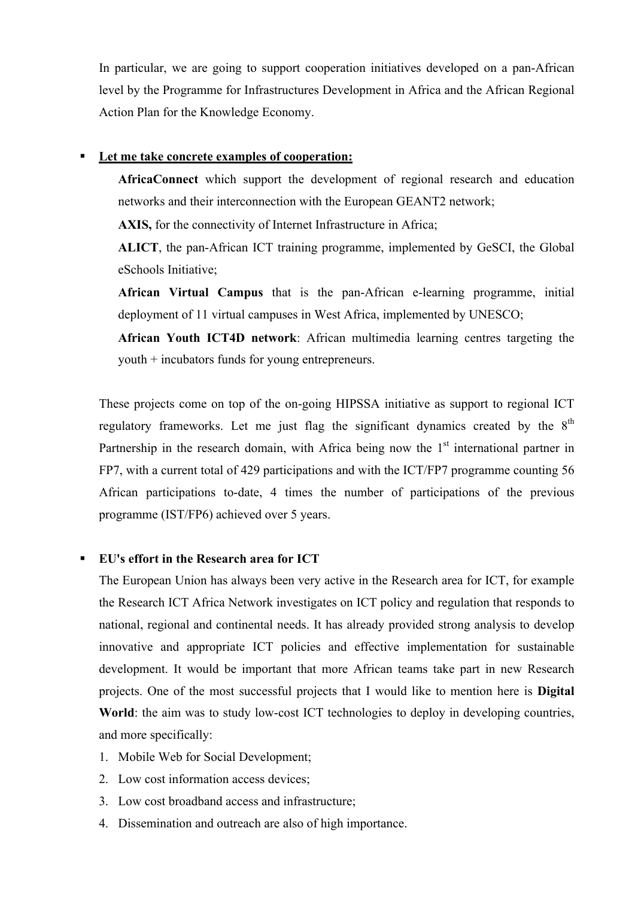In particular, we are going to support cooperation initiatives developed on a pan-African level by the Programme for Infrastructures Development in Africa and the African Regional Action Plan for the Knowledge Economy.

- **Let me take concrete examples of cooperation:**

  **AfricaConnect** which support the development of regional research and education networks and their interconnection with the European GEANT2 network;

  **AXIS,** for the connectivity of Internet Infrastructure in Africa;

  **ALICT**, the pan-African ICT training programme, implemented by GeSCI, the Global eSchools Initiative;

  **African Virtual Campus** that is the pan-African e-learning programme, initial deployment of 11 virtual campuses in West Africa, implemented by UNESCO;

  **African Youth ICT4D network**: African multimedia learning centres targeting the youth + incubators funds for young entrepreneurs.

These projects come on top of the on-going HIPSSA initiative as support to regional ICT regulatory frameworks. Let me just flag the significant dynamics created by the 8th Partnership in the research domain, with Africa being now the 1st international partner in FP7, with a current total of 429 participations and with the ICT/FP7 programme counting 56 African participations to-date, 4 times the number of participations of the previous programme (IST/FP6) achieved over 5 years.

- **EU's effort in the Research area for ICT**

  The European Union has always been very active in the Research area for ICT, for example the Research ICT Africa Network investigates on ICT policy and regulation that responds to national, regional and continental needs. It has already provided strong analysis to develop innovative and appropriate ICT policies and effective implementation for sustainable development. It would be important that more African teams take part in new Research projects. One of the most successful projects that I would like to mention here is **Digital World**: the aim was to study low-cost ICT technologies to deploy in developing countries, and more specifically:

  1. Mobile Web for Social Development;
  2. Low cost information access devices;
  3. Low cost broadband access and infrastructure;
  4. Dissemination and outreach are also of high importance.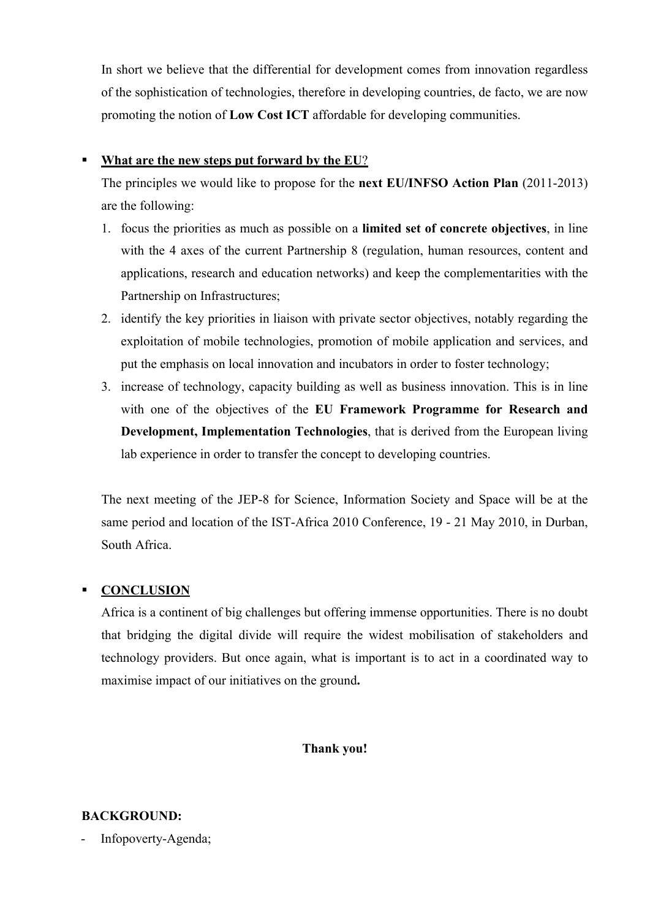In short we believe that the differential for development comes from innovation regardless of the sophistication of technologies, therefore in developing countries, de facto, we are now promoting the notion of **Low Cost ICT** affordable for developing communities.

- **What are the new steps put forward by the EU**?

  The principles we would like to propose for the **next EU/INFSO Action Plan** (2011-2013) are the following:

  1. focus the priorities as much as possible on a **limited set of concrete objectives**, in line with the 4 axes of the current Partnership 8 (regulation, human resources, content and applications, research and education networks) and keep the complementarities with the Partnership on Infrastructures;
  2. identify the key priorities in liaison with private sector objectives, notably regarding the exploitation of mobile technologies, promotion of mobile application and services, and put the emphasis on local innovation and incubators in order to foster technology;
  3. increase of technology, capacity building as well as business innovation. This is in line with one of the objectives of the **EU Framework Programme for Research and Development, Implementation Technologies**, that is derived from the European living lab experience in order to transfer the concept to developing countries.

  The next meeting of the JEP-8 for Science, Information Society and Space will be at the same period and location of the IST-Africa 2010 Conference, 19 - 21 May 2010, in Durban, South Africa.

- **CONCLUSION**

  Africa is a continent of big challenges but offering immense opportunities. There is no doubt that bridging the digital divide will require the widest mobilisation of stakeholders and technology providers. But once again, what is important is to act in a coordinated way to maximise impact of our initiatives on the ground**.**

**Thank you!**

**BACKGROUND:**

- Infopoverty-Agenda;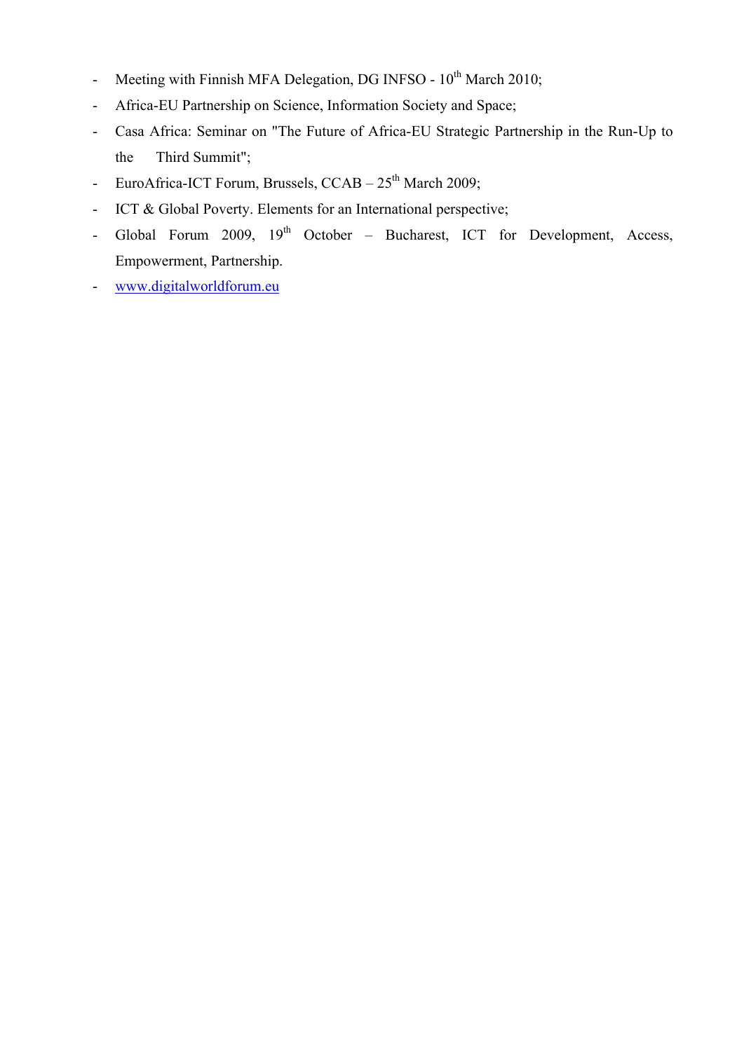- Meeting with Finnish MFA Delegation, DG INFSO - 10th March 2010;
- Africa-EU Partnership on Science, Information Society and Space;
- Casa Africa: Seminar on "The Future of Africa-EU Strategic Partnership in the Run-Up to the Third Summit";
- EuroAfrica-ICT Forum, Brussels, CCAB – 25th March 2009;
- ICT & Global Poverty. Elements for an International perspective;
- Global Forum 2009, 19th October – Bucharest, ICT for Development, Access, Empowerment, Partnership.
- www.digitalworldforum.eu